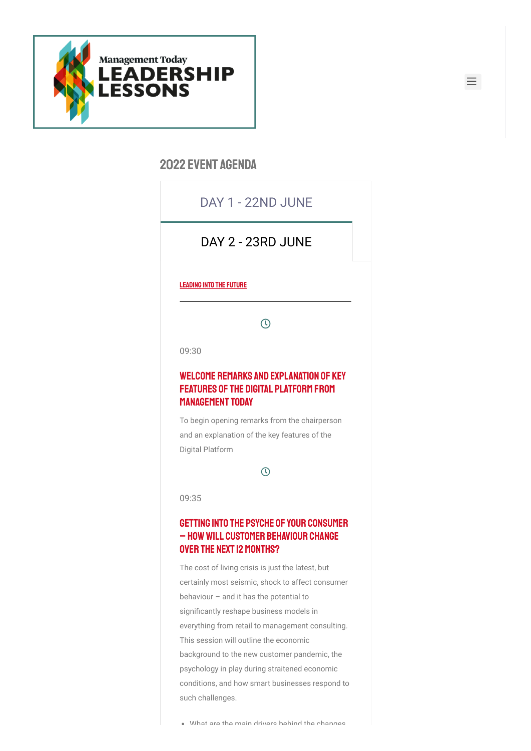Management Today LEADERSHIP LESSONS

# 2022 EVENT AGENDA

DAY 1 - 22ND JUNE

DAY 2 - 23RD JUNE

LEADING INTO THE FUTURE

09:30

### WELCOME REMARKS AND EXPLANATION OF KEY FEATURES OF THE DIGITAL PLATFORM FROM MANAGEMENT TODAY

To begin opening remarks from the chairperson and an explanation of the key features of the Digital Platform

09:35

### GETTING INTO THE PSYCHE OF YOUR CONSUMER – HOW WILL CUSTOMER BEHAVIOUR CHANGE OVER THE NEXT 12 MONTHS?

The cost of living crisis is just the latest, but certainly most seismic, shock to affect consumer behaviour – and it has the potential to significantly reshape business models in everything from retail to management consulting. This session will outline the economic background to the new customer pandemic, the psychology in play during straitened economic conditions, and how smart businesses respond to such challenges.

- What are the main drivers behind the changes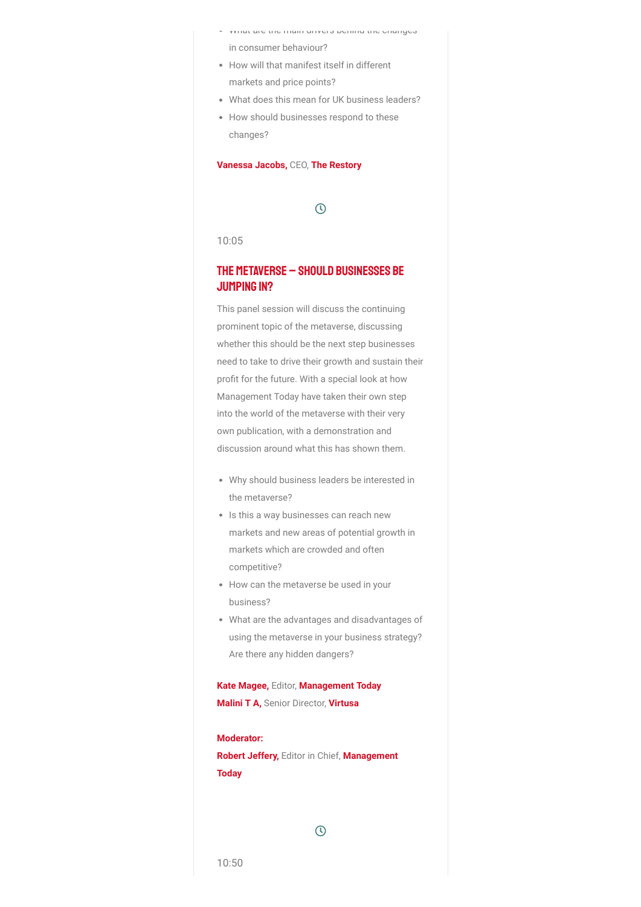- What are the main drivers behind the changes in consumer behaviour?
- How will that manifest itself in different markets and price points?
- What does this mean for UK business leaders?
- How should businesses respond to these changes?

**Vanessa Jacobs,** CEO, **The Restory**

10:05

## THE METAVERSE – SHOULD BUSINESSES BE JUMPING IN?

This panel session will discuss the continuing prominent topic of the metaverse, discussing whether this should be the next step businesses need to take to drive their growth and sustain their profit for the future. With a special look at how Management Today have taken their own step into the world of the metaverse with their very own publication, with a demonstration and discussion around what this has shown them.

- Why should business leaders be interested in the metaverse?
- Is this a way businesses can reach new markets and new areas of potential growth in markets which are crowded and often competitive?
- How can the metaverse be used in your business?
- What are the advantages and disadvantages of using the metaverse in your business strategy? Are there any hidden dangers?

**Kate Magee,** Editor, **Management Today**
**Malini T A,** Senior Director, **Virtusa**

**Moderator:**
**Robert Jeffery,** Editor in Chief, **Management Today**

10:50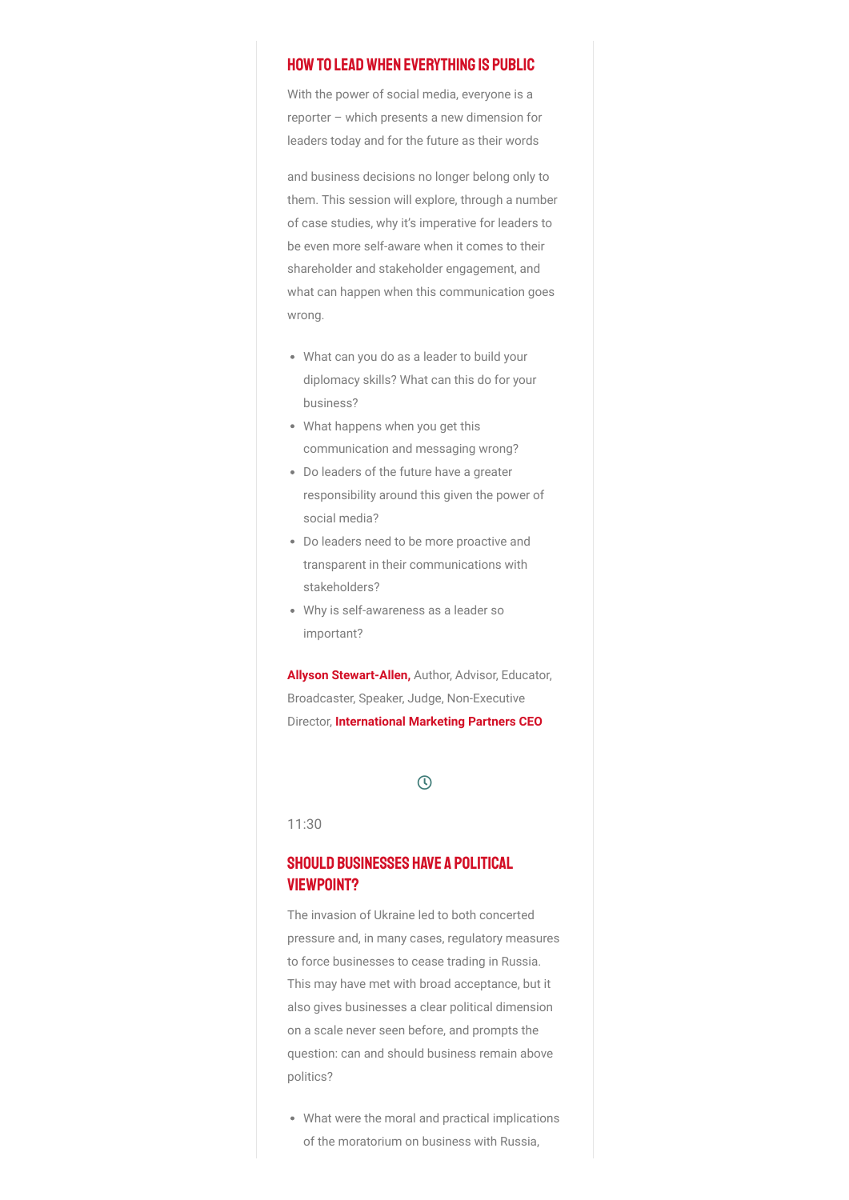## HOW TO LEAD WHEN EVERYTHING IS PUBLIC

With the power of social media, everyone is a reporter – which presents a new dimension for leaders today and for the future as their words

and business decisions no longer belong only to them. This session will explore, through a number of case studies, why it's imperative for leaders to be even more self-aware when it comes to their shareholder and stakeholder engagement, and what can happen when this communication goes wrong.

- What can you do as a leader to build your diplomacy skills? What can this do for your business?
- What happens when you get this communication and messaging wrong?
- Do leaders of the future have a greater responsibility around this given the power of social media?
- Do leaders need to be more proactive and transparent in their communications with stakeholders?
- Why is self-awareness as a leader so important?

**Allyson Stewart-Allen,** Author, Advisor, Educator, Broadcaster, Speaker, Judge, Non-Executive Director, **International Marketing Partners CEO**

11:30

## SHOULD BUSINESSES HAVE A POLITICAL VIEWPOINT?

The invasion of Ukraine led to both concerted pressure and, in many cases, regulatory measures to force businesses to cease trading in Russia. This may have met with broad acceptance, but it also gives businesses a clear political dimension on a scale never seen before, and prompts the question: can and should business remain above politics?

- What were the moral and practical implications of the moratorium on business with Russia,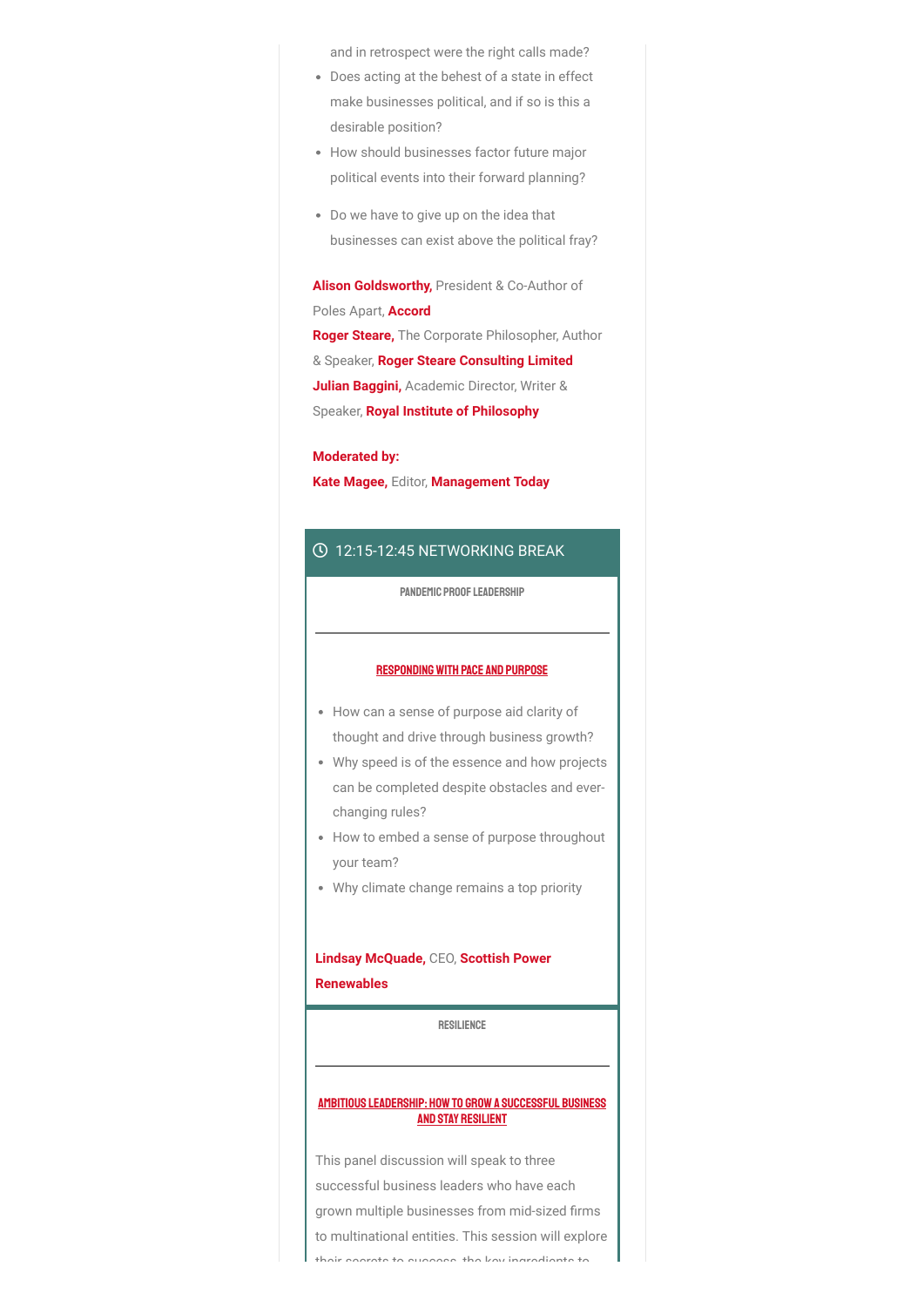and in retrospect were the right calls made?

- Does acting at the behest of a state in effect make businesses political, and if so is this a desirable position?
- How should businesses factor future major political events into their forward planning?
- Do we have to give up on the idea that businesses can exist above the political fray?

**Alison Goldsworthy,** President & Co-Author of Poles Apart, **Accord**
**Roger Steare,** The Corporate Philosopher, Author & Speaker, **Roger Steare Consulting Limited**
**Julian Baggini,** Academic Director, Writer & Speaker, **Royal Institute of Philosophy**

**Moderated by:**
**Kate Magee,** Editor, **Management Today**

## 12:15-12:45 NETWORKING BREAK

PANDEMIC PROOF LEADERSHIP

---

### RESPONDING WITH PACE AND PURPOSE

- How can a sense of purpose aid clarity of thought and drive through business growth?
- Why speed is of the essence and how projects can be completed despite obstacles and ever-changing rules?
- How to embed a sense of purpose throughout your team?
- Why climate change remains a top priority

**Lindsay McQuade,** CEO, **Scottish Power Renewables**

RESILIENCE

---

### AMBITIOUS LEADERSHIP: HOW TO GROW A SUCCESSFUL BUSINESS AND STAY RESILIENT

This panel discussion will speak to three successful business leaders who have each grown multiple businesses from mid-sized firms to multinational entities. This session will explore their secrets to success, the key ingredients to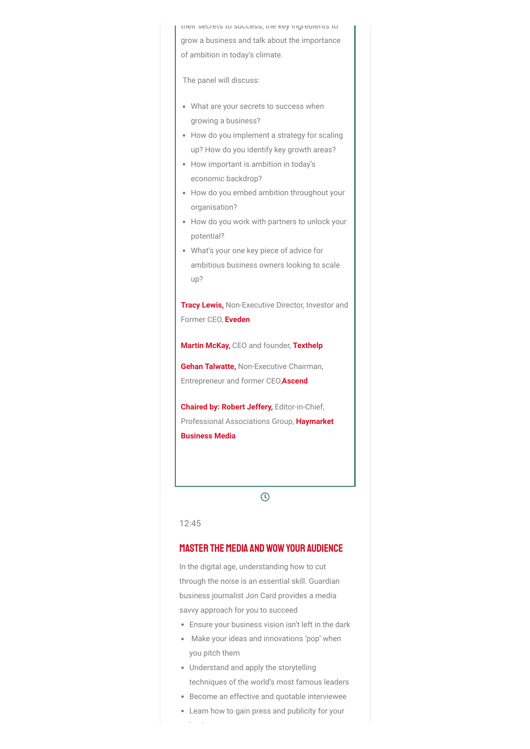their secrets to success, the key ingredients to grow a business and talk about the importance of ambition in today's climate.

The panel will discuss:

- What are your secrets to success when growing a business?
- How do you implement a strategy for scaling up? How do you identify key growth areas?
- How important is ambition in today's economic backdrop?
- How do you embed ambition throughout your organisation?
- How do you work with partners to unlock your potential?
- What's your one key piece of advice for ambitious business owners looking to scale up?

**Tracy Lewis,** Non-Executive Director, Investor and Former CEO, **Eveden**

**Martin McKay,** CEO and founder, **Texthelp**

**Gehan Talwatte,** Non-Executive Chairman, Entrepreneur and former CEO,**Ascend**

**Chaired by: Robert Jeffery,** Editor-in-Chief, Professional Associations Group, **Haymarket Business Media**

12:45

## MASTER THE MEDIA AND WOW YOUR AUDIENCE

In the digital age, understanding how to cut through the noise is an essential skill. Guardian business journalist Jon Card provides a media savvy approach for you to succeed

- Ensure your business vision isn't left in the dark
- Make your ideas and innovations 'pop' when you pitch them
- Understand and apply the storytelling techniques of the world's most famous leaders
- Become an effective and quotable interviewee
- Learn how to gain press and publicity for your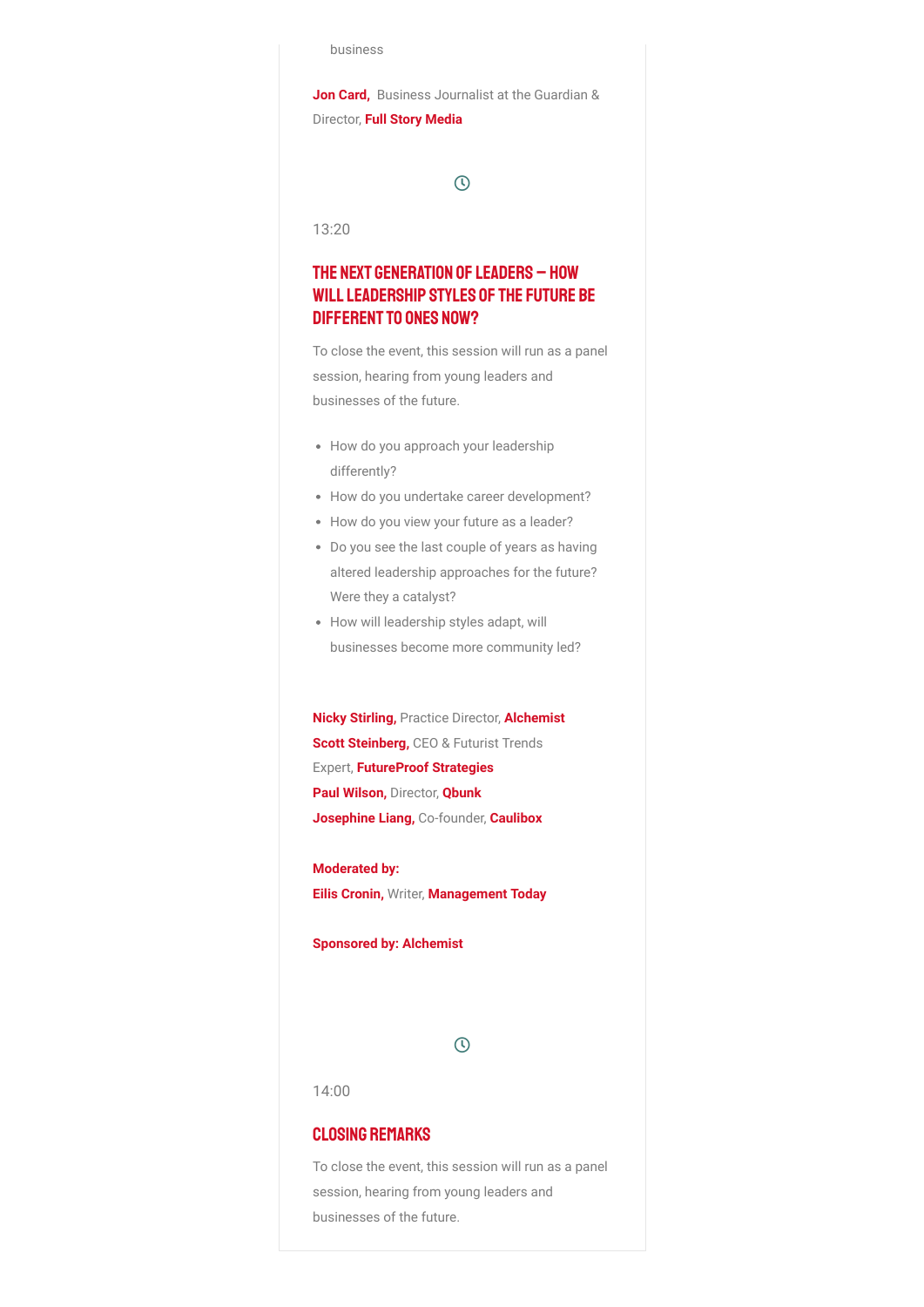business

**Jon Card,** Business Journalist at the Guardian & Director, **Full Story Media**

13:20

## THE NEXT GENERATION OF LEADERS – HOW WILL LEADERSHIP STYLES OF THE FUTURE BE DIFFERENT TO ONES NOW?

To close the event, this session will run as a panel session, hearing from young leaders and businesses of the future.

- How do you approach your leadership differently?
- How do you undertake career development?
- How do you view your future as a leader?
- Do you see the last couple of years as having altered leadership approaches for the future? Were they a catalyst?
- How will leadership styles adapt, will businesses become more community led?

**Nicky Stirling,** Practice Director, **Alchemist**
**Scott Steinberg,** CEO & Futurist Trends Expert, **FutureProof Strategies**
**Paul Wilson,** Director, **Qbunk**
**Josephine Liang,** Co-founder, **Caulibox**

**Moderated by:**
**Eilis Cronin,** Writer, **Management Today**

**Sponsored by: Alchemist**

14:00

## CLOSING REMARKS

To close the event, this session will run as a panel session, hearing from young leaders and businesses of the future.